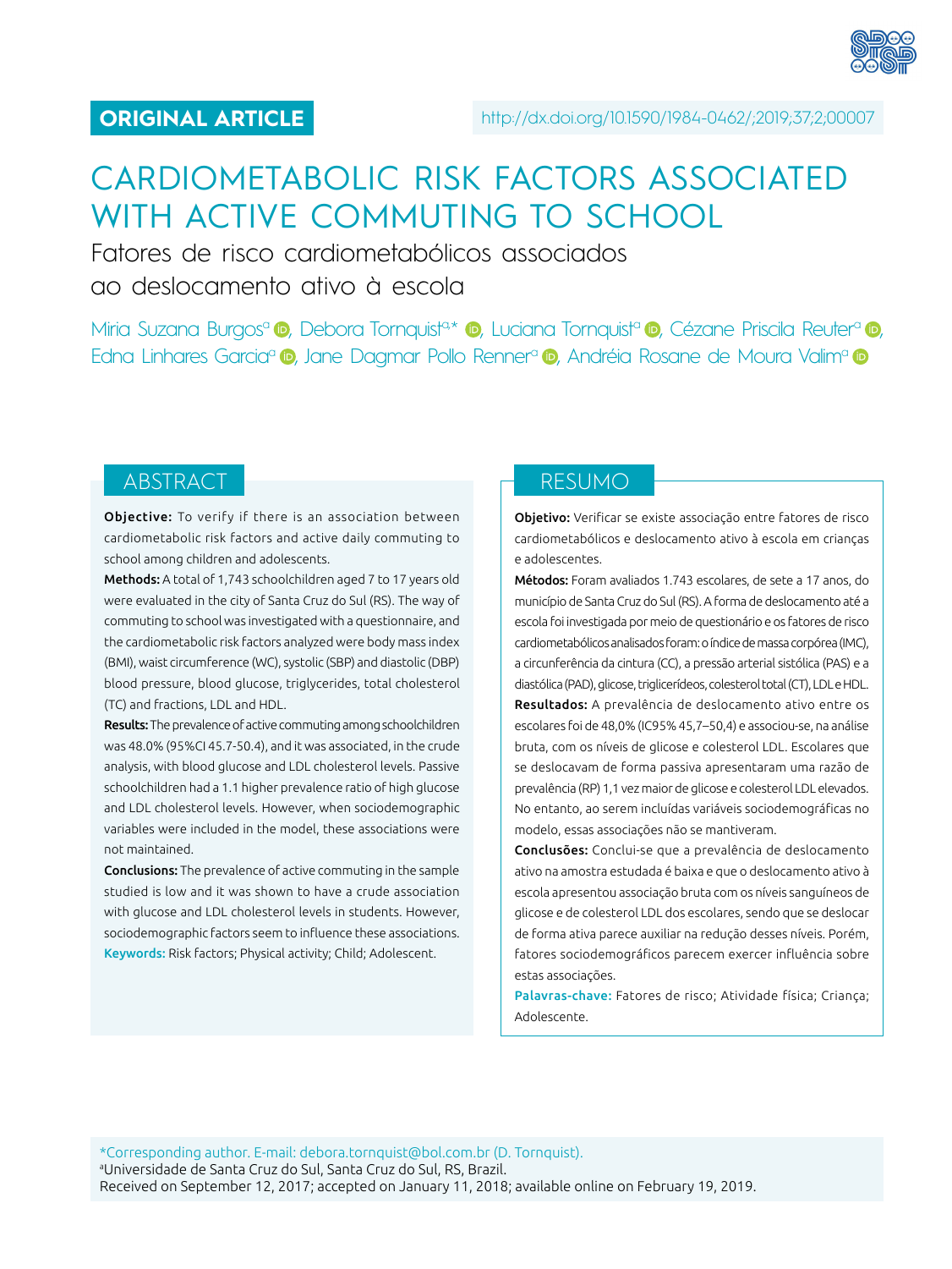ORIGINAL ARTICLE

http://dx.doi.org/10.1590/1984-0462/;2019;37;2;00007

# CARDIOMETABOLIC RISK FACTORS ASSOCIATED WITH ACTIVE COMMUTING TO SCHOOL

## Fatores de risco cardiometabólicos associados ao deslocamento ativo à escola

Miria Suzana Burgos[a], Debora Tornquist[a,*], Luciana Tornquist[a], Cézane Priscila Reuter[a], Edna Linhares Garcia[a], Jane Dagmar Pollo Renner[a], Andréia Rosane de Moura Valim[a]

## ABSTRACT

**Objective:** To verify if there is an association between cardiometabolic risk factors and active daily commuting to school among children and adolescents.

**Methods:** A total of 1,743 schoolchildren aged 7 to 17 years old were evaluated in the city of Santa Cruz do Sul (RS). The way of commuting to school was investigated with a questionnaire, and the cardiometabolic risk factors analyzed were body mass index (BMI), waist circumference (WC), systolic (SBP) and diastolic (DBP) blood pressure, blood glucose, triglycerides, total cholesterol (TC) and fractions, LDL and HDL.

**Results:** The prevalence of active commuting among schoolchildren was 48.0% (95%CI 45.7-50.4), and it was associated, in the crude analysis, with blood glucose and LDL cholesterol levels. Passive schoolchildren had a 1.1 higher prevalence ratio of high glucose and LDL cholesterol levels. However, when sociodemographic variables were included in the model, these associations were not maintained.

**Conclusions:** The prevalence of active commuting in the sample studied is low and it was shown to have a crude association with glucose and LDL cholesterol levels in students. However, sociodemographic factors seem to influence these associations.

**Keywords:** Risk factors; Physical activity; Child; Adolescent.

## RESUMO

**Objetivo:** Verificar se existe associação entre fatores de risco cardiometabólicos e deslocamento ativo à escola em crianças e adolescentes.

**Métodos:** Foram avaliados 1.743 escolares, de sete a 17 anos, do município de Santa Cruz do Sul (RS). A forma de deslocamento até a escola foi investigada por meio de questionário e os fatores de risco cardiometabólicos analisados foram: o índice de massa corpórea (IMC), a circunferência da cintura (CC), a pressão arterial sistólica (PAS) e a diastólica (PAD), glicose, triglicerídeos, colesterol total (CT), LDL e HDL.

**Resultados:** A prevalência de deslocamento ativo entre os escolares foi de 48,0% (IC95% 45,7–50,4) e associou-se, na análise bruta, com os níveis de glicose e colesterol LDL. Escolares que se deslocavam de forma passiva apresentaram uma razão de prevalência (RP) 1,1 vez maior de glicose e colesterol LDL elevados. No entanto, ao serem incluídas variáveis sociodemográficas no modelo, essas associações não se mantiveram.

**Conclusões:** Conclui-se que a prevalência de deslocamento ativo na amostra estudada é baixa e que o deslocamento ativo à escola apresentou associação bruta com os níveis sanguíneos de glicose e de colesterol LDL dos escolares, sendo que se deslocar de forma ativa parece auxiliar na redução desses níveis. Porém, fatores sociodemográficos parecem exercer influência sobre estas associações.

**Palavras-chave:** Fatores de risco; Atividade física; Criança; Adolescente.

*Corresponding author. E-mail: debora.tornquist@bol.com.br (D. Tornquist).
[a]Universidade de Santa Cruz do Sul, Santa Cruz do Sul, RS, Brazil.
Received on September 12, 2017; accepted on January 11, 2018; available online on February 19, 2019.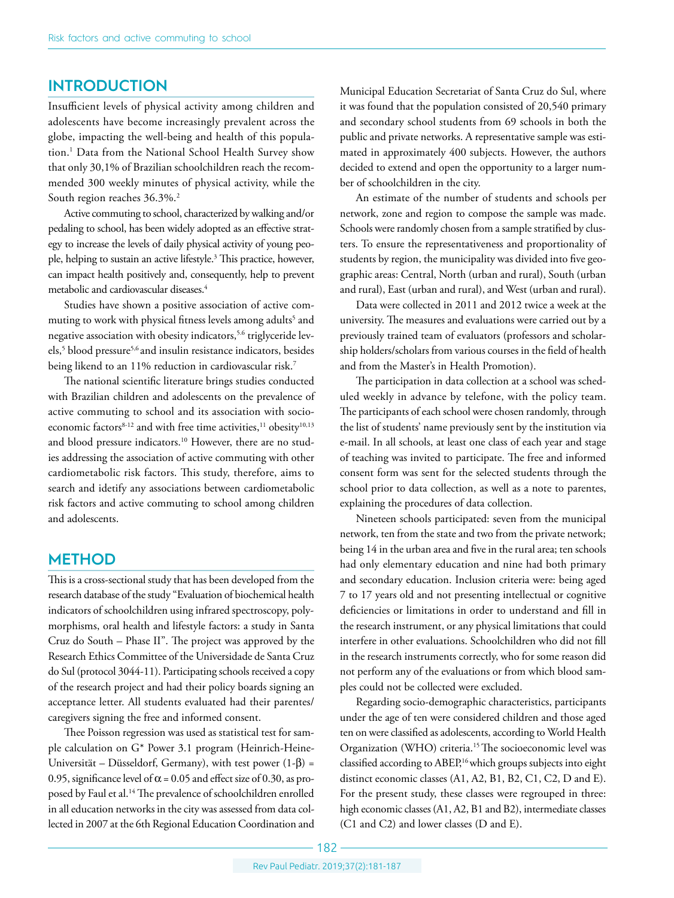## INTRODUCTION

Insufficient levels of physical activity among children and adolescents have become increasingly prevalent across the globe, impacting the well-being and health of this population.[1] Data from the National School Health Survey show that only 30,1% of Brazilian schoolchildren reach the recommended 300 weekly minutes of physical activity, while the South region reaches 36.3%.[2]

Active commuting to school, characterized by walking and/or pedaling to school, has been widely adopted as an effective strategy to increase the levels of daily physical activity of young people, helping to sustain an active lifestyle.[3] This practice, however, can impact health positively and, consequently, help to prevent metabolic and cardiovascular diseases.[4]

Studies have shown a positive association of active commuting to work with physical fitness levels among adults[5] and negative association with obesity indicators,[5,6] triglyceride levels,[5] blood pressure[5,6] and insulin resistance indicators, besides being likend to an 11% reduction in cardiovascular risk.[7]

The national scientific literature brings studies conducted with Brazilian children and adolescents on the prevalence of active commuting to school and its association with socioeconomic factors[8-12] and with free time activities,[11] obesity[10,13] and blood pressure indicators.[10] However, there are no studies addressing the association of active commuting with other cardiometabolic risk factors. This study, therefore, aims to search and idetify any associations between cardiometabolic risk factors and active commuting to school among children and adolescents.

## METHOD

This is a cross-sectional study that has been developed from the research database of the study "Evaluation of biochemical health indicators of schoolchildren using infrared spectroscopy, polymorphisms, oral health and lifestyle factors: a study in Santa Cruz do South – Phase II". The project was approved by the Research Ethics Committee of the Universidade de Santa Cruz do Sul (protocol 3044-11). Participating schools received a copy of the research project and had their policy boards signing an acceptance letter. All students evaluated had their parentes/caregivers signing the free and informed consent.

Thee Poisson regression was used as statistical test for sample calculation on G* Power 3.1 program (Heinrich-Heine-Universität – Düsseldorf, Germany), with test power $(1-\beta) = 0.95$, significance level of $\alpha = 0.05$ and effect size of 0.30, as proposed by Faul et al.[14] The prevalence of schoolchildren enrolled in all education networks in the city was assessed from data collected in 2007 at the 6th Regional Education Coordination and Municipal Education Secretariat of Santa Cruz do Sul, where it was found that the population consisted of 20,540 primary and secondary school students from 69 schools in both the public and private networks. A representative sample was estimated in approximately 400 subjects. However, the authors decided to extend and open the opportunity to a larger number of schoolchildren in the city.

An estimate of the number of students and schools per network, zone and region to compose the sample was made. Schools were randomly chosen from a sample stratified by clusters. To ensure the representativeness and proportionality of students by region, the municipality was divided into five geographic areas: Central, North (urban and rural), South (urban and rural), East (urban and rural), and West (urban and rural).

Data were collected in 2011 and 2012 twice a week at the university. The measures and evaluations were carried out by a previously trained team of evaluators (professors and scholarship holders/scholars from various courses in the field of health and from the Master's in Health Promotion).

The participation in data collection at a school was scheduled weekly in advance by telefone, with the policy team. The participants of each school were chosen randomly, through the list of students' name previously sent by the institution via e-mail. In all schools, at least one class of each year and stage of teaching was invited to participate. The free and informed consent form was sent for the selected students through the school prior to data collection, as well as a note to parentes, explaining the procedures of data collection.

Nineteen schools participated: seven from the municipal network, ten from the state and two from the private network; being 14 in the urban area and five in the rural area; ten schools had only elementary education and nine had both primary and secondary education. Inclusion criteria were: being aged 7 to 17 years old and not presenting intellectual or cognitive deficiencies or limitations in order to understand and fill in the research instrument, or any physical limitations that could interfere in other evaluations. Schoolchildren who did not fill in the research instruments correctly, who for some reason did not perform any of the evaluations or from which blood samples could not be collected were excluded.

Regarding socio-demographic characteristics, participants under the age of ten were considered children and those aged ten on were classified as adolescents, according to World Health Organization (WHO) criteria.[15] The socioeconomic level was classified according to ABEP,[16] which groups subjects into eight distinct economic classes (A1, A2, B1, B2, C1, C2, D and E). For the present study, these classes were regrouped in three: high economic classes (A1, A2, B1 and B2), intermediate classes (C1 and C2) and lower classes (D and E).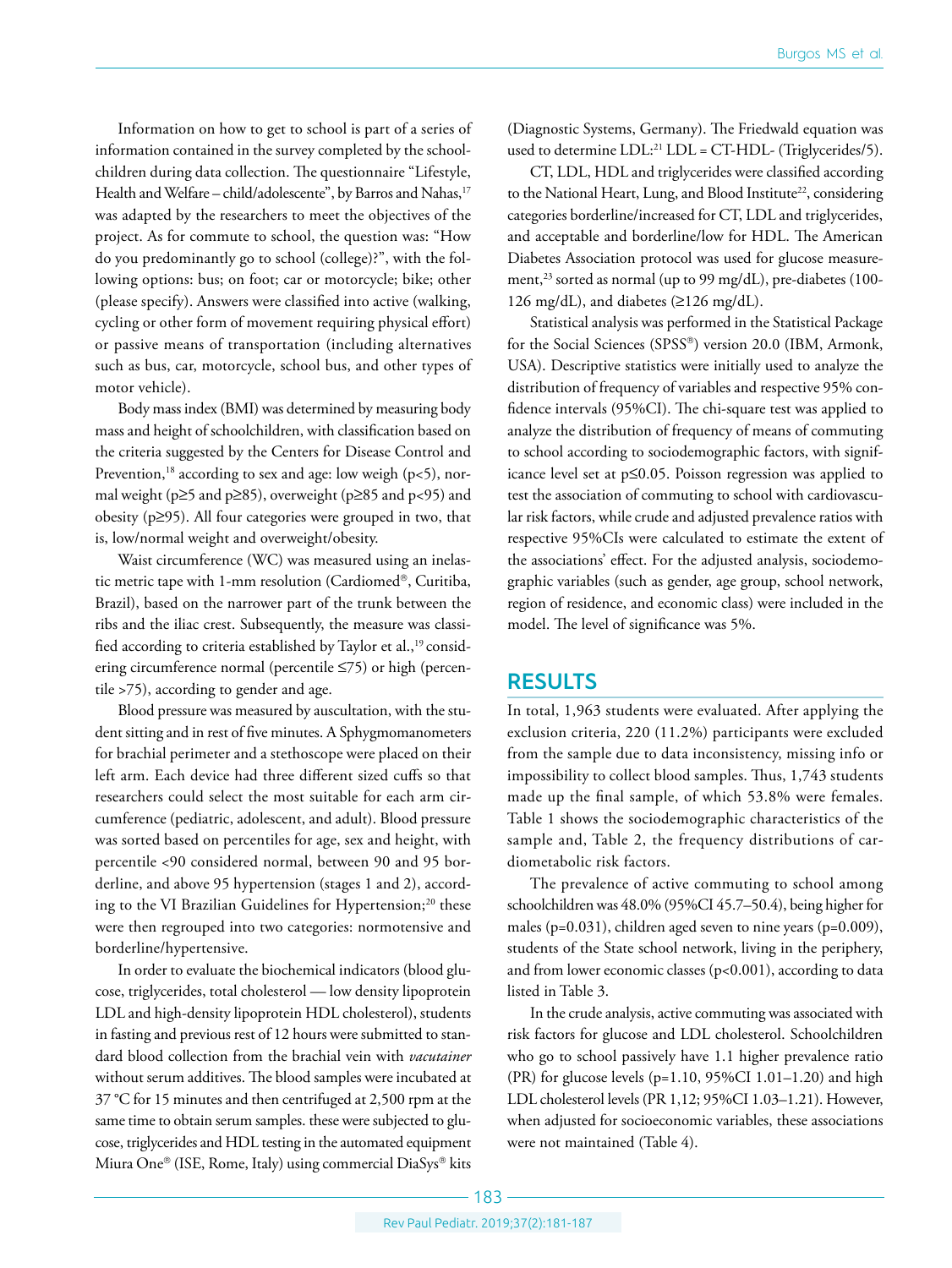Information on how to get to school is part of a series of information contained in the survey completed by the schoolchildren during data collection. The questionnaire "Lifestyle, Health and Welfare – child/adolescente", by Barros and Nahas,[17] was adapted by the researchers to meet the objectives of the project. As for commute to school, the question was: "How do you predominantly go to school (college)?", with the following options: bus; on foot; car or motorcycle; bike; other (please specify). Answers were classified into active (walking, cycling or other form of movement requiring physical effort) or passive means of transportation (including alternatives such as bus, car, motorcycle, school bus, and other types of motor vehicle).

Body mass index (BMI) was determined by measuring body mass and height of schoolchildren, with classification based on the criteria suggested by the Centers for Disease Control and Prevention,[18] according to sex and age: low weigh (p<5), normal weight (p≥5 and p≥85), overweight (p≥85 and p<95) and obesity (p≥95). All four categories were grouped in two, that is, low/normal weight and overweight/obesity.

Waist circumference (WC) was measured using an inelastic metric tape with 1-mm resolution (Cardiomed®, Curitiba, Brazil), based on the narrower part of the trunk between the ribs and the iliac crest. Subsequently, the measure was classified according to criteria established by Taylor et al.,[19] considering circumference normal (percentile ≤75) or high (percentile >75), according to gender and age.

Blood pressure was measured by auscultation, with the student sitting and in rest of five minutes. A Sphygmomanometers for brachial perimeter and a stethoscope were placed on their left arm. Each device had three different sized cuffs so that researchers could select the most suitable for each arm circumference (pediatric, adolescent, and adult). Blood pressure was sorted based on percentiles for age, sex and height, with percentile <90 considered normal, between 90 and 95 borderline, and above 95 hypertension (stages 1 and 2), according to the VI Brazilian Guidelines for Hypertension;[20] these were then regrouped into two categories: normotensive and borderline/hypertensive.

In order to evaluate the biochemical indicators (blood glucose, triglycerides, total cholesterol — low density lipoprotein LDL and high-density lipoprotein HDL cholesterol), students in fasting and previous rest of 12 hours were submitted to standard blood collection from the brachial vein with *vacutainer* without serum additives. The blood samples were incubated at 37 °C for 15 minutes and then centrifuged at 2,500 rpm at the same time to obtain serum samples. these were subjected to glucose, triglycerides and HDL testing in the automated equipment Miura One® (ISE, Rome, Italy) using commercial DiaSys® kits (Diagnostic Systems, Germany). The Friedwald equation was used to determine LDL:[21] LDL = CT-HDL- (Triglycerides/5).

CT, LDL, HDL and triglycerides were classified according to the National Heart, Lung, and Blood Institute[22], considering categories borderline/increased for CT, LDL and triglycerides, and acceptable and borderline/low for HDL. The American Diabetes Association protocol was used for glucose measurement,[23] sorted as normal (up to 99 mg/dL), pre-diabetes (100-126 mg/dL), and diabetes (≥126 mg/dL).

Statistical analysis was performed in the Statistical Package for the Social Sciences (SPSS®) version 20.0 (IBM, Armonk, USA). Descriptive statistics were initially used to analyze the distribution of frequency of variables and respective 95% confidence intervals (95%CI). The chi-square test was applied to analyze the distribution of frequency of means of commuting to school according to sociodemographic factors, with significance level set at p≤0.05. Poisson regression was applied to test the association of commuting to school with cardiovascular risk factors, while crude and adjusted prevalence ratios with respective 95%CIs were calculated to estimate the extent of the associations' effect. For the adjusted analysis, sociodemographic variables (such as gender, age group, school network, region of residence, and economic class) were included in the model. The level of significance was 5%.

## RESULTS

In total, 1,963 students were evaluated. After applying the exclusion criteria, 220 (11.2%) participants were excluded from the sample due to data inconsistency, missing info or impossibility to collect blood samples. Thus, 1,743 students made up the final sample, of which 53.8% were females. Table 1 shows the sociodemographic characteristics of the sample and, Table 2, the frequency distributions of cardiometabolic risk factors.

The prevalence of active commuting to school among schoolchildren was 48.0% (95%CI 45.7–50.4), being higher for males (p=0.031), children aged seven to nine years (p=0.009), students of the State school network, living in the periphery, and from lower economic classes (p<0.001), according to data listed in Table 3.

In the crude analysis, active commuting was associated with risk factors for glucose and LDL cholesterol. Schoolchildren who go to school passively have 1.1 higher prevalence ratio (PR) for glucose levels (p=1.10, 95%CI 1.01–1.20) and high LDL cholesterol levels (PR 1,12; 95%CI 1.03–1.21). However, when adjusted for socioeconomic variables, these associations were not maintained (Table 4).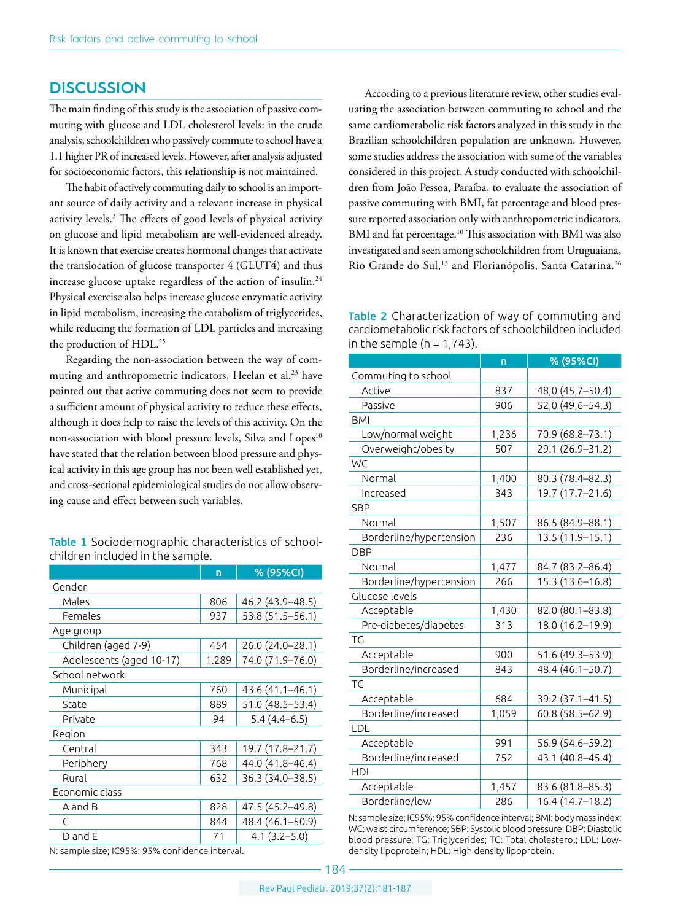## DISCUSSION

The main finding of this study is the association of passive commuting with glucose and LDL cholesterol levels: in the crude analysis, schoolchildren who passively commute to school have a 1.1 higher PR of increased levels. However, after analysis adjusted for socioeconomic factors, this relationship is not maintained.

The habit of actively commuting daily to school is an important source of daily activity and a relevant increase in physical activity levels.[3] The effects of good levels of physical activity on glucose and lipid metabolism are well-evidenced already. It is known that exercise creates hormonal changes that activate the translocation of glucose transporter 4 (GLUT4) and thus increase glucose uptake regardless of the action of insulin.[24] Physical exercise also helps increase glucose enzymatic activity in lipid metabolism, increasing the catabolism of triglycerides, while reducing the formation of LDL particles and increasing the production of HDL.[25]

Regarding the non-association between the way of commuting and anthropometric indicators, Heelan et al.[23] have pointed out that active commuting does not seem to provide a sufficient amount of physical activity to reduce these effects, although it does help to raise the levels of this activity. On the non-association with blood pressure levels, Silva and Lopes[10] have stated that the relation between blood pressure and physical activity in this age group has not been well established yet, and cross-sectional epidemiological studies do not allow observing cause and effect between such variables.

According to a previous literature review, other studies evaluating the association between commuting to school and the same cardiometabolic risk factors analyzed in this study in the Brazilian schoolchildren population are unknown. However, some studies address the association with some of the variables considered in this project. A study conducted with schoolchildren from João Pessoa, Paraíba, to evaluate the association of passive commuting with BMI, fat percentage and blood pressure reported association only with anthropometric indicators, BMI and fat percentage.[10] This association with BMI was also investigated and seen among schoolchildren from Uruguaiana, Rio Grande do Sul,[13] and Florianópolis, Santa Catarina.[26]

**Table 1** Sociodemographic characteristics of schoolchildren included in the sample.

| | n | % (95%CI) |
|---|---|---|
| Gender | | |
| Males | 806 | 46.2 (43.9–48.5) |
| Females | 937 | 53.8 (51.5–56.1) |
| Age group | | |
| Children (aged 7-9) | 454 | 26.0 (24.0–28.1) |
| Adolescents (aged 10-17) | 1.289 | 74.0 (71.9–76.0) |
| School network | | |
| Municipal | 760 | 43.6 (41.1–46.1) |
| State | 889 | 51.0 (48.5–53.4) |
| Private | 94 | 5.4 (4.4–6.5) |
| Region | | |
| Central | 343 | 19.7 (17.8–21.7) |
| Periphery | 768 | 44.0 (41.8–46.4) |
| Rural | 632 | 36.3 (34.0–38.5) |
| Economic class | | |
| A and B | 828 | 47.5 (45.2–49.8) |
| C | 844 | 48.4 (46.1–50.9) |
| D and E | 71 | 4.1 (3.2–5.0) |

N: sample size; IC95%: 95% confidence interval.

**Table 2** Characterization of way of commuting and cardiometabolic risk factors of schoolchildren included in the sample (n = 1,743).

| | n | % (95%CI) |
|---|---|---|
| Commuting to school | | |
| Active | 837 | 48,0 (45,7–50,4) |
| Passive | 906 | 52,0 (49,6–54,3) |
| BMI | | |
| Low/normal weight | 1,236 | 70.9 (68.8–73.1) |
| Overweight/obesity | 507 | 29.1 (26.9–31.2) |
| WC | | |
| Normal | 1,400 | 80.3 (78.4–82.3) |
| Increased | 343 | 19.7 (17.7–21.6) |
| SBP | | |
| Normal | 1,507 | 86.5 (84.9–88.1) |
| Borderline/hypertension | 236 | 13.5 (11.9–15.1) |
| DBP | | |
| Normal | 1,477 | 84.7 (83.2–86.4) |
| Borderline/hypertension | 266 | 15.3 (13.6–16.8) |
| Glucose levels | | |
| Acceptable | 1,430 | 82.0 (80.1–83.8) |
| Pre-diabetes/diabetes | 313 | 18.0 (16.2–19.9) |
| TG | | |
| Acceptable | 900 | 51.6 (49.3–53.9) |
| Borderline/increased | 843 | 48.4 (46.1–50.7) |
| TC | | |
| Acceptable | 684 | 39.2 (37.1–41.5) |
| Borderline/increased | 1,059 | 60.8 (58.5–62.9) |
| LDL | | |
| Acceptable | 991 | 56.9 (54.6–59.2) |
| Borderline/increased | 752 | 43.1 (40.8–45.4) |
| HDL | | |
| Acceptable | 1,457 | 83.6 (81.8–85.3) |
| Borderline/low | 286 | 16.4 (14.7–18.2) |

N: sample size; IC95%: 95% confidence interval; BMI: body mass index; WC: waist circumference; SBP: Systolic blood pressure; DBP: Diastolic blood pressure; TG: Triglycerides; TC: Total cholesterol; LDL: Low-density lipoprotein; HDL: High density lipoprotein.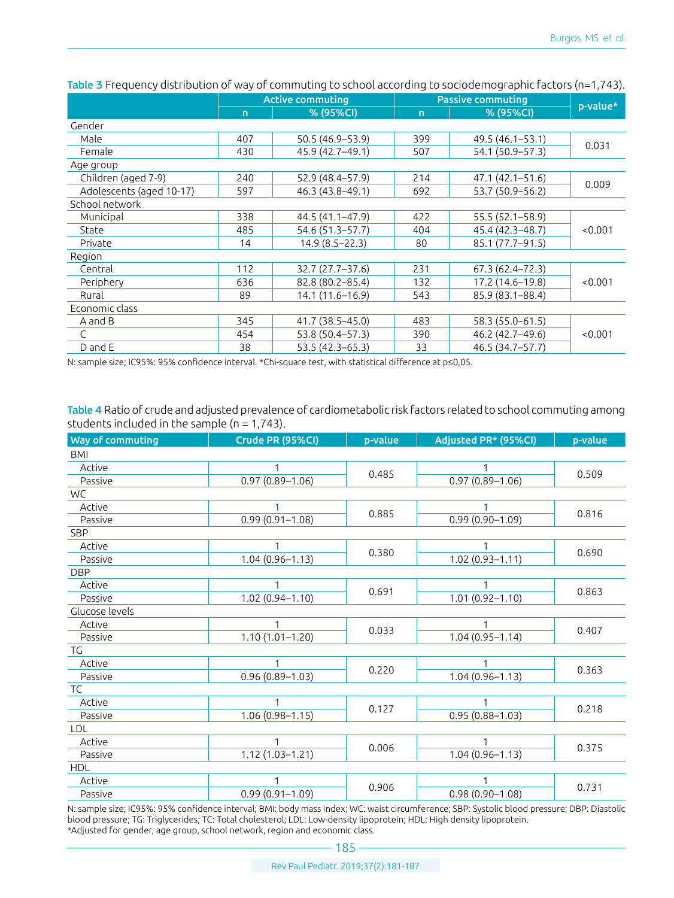**Table 3** Frequency distribution of way of commuting to school according to sociodemographic factors (n=1,743).

| | Active commuting | | Passive commuting | | p-value* |
|---|---|---|---|---|---|
| | n | % (95%CI) | n | % (95%CI) | |
| Gender | | | | | |
| Male | 407 | 50.5 (46.9–53.9) | 399 | 49.5 (46.1–53.1) | 0.031 |
| Female | 430 | 45.9 (42.7–49.1) | 507 | 54.1 (50.9–57.3) | |
| Age group | | | | | |
| Children (aged 7-9) | 240 | 52.9 (48.4–57.9) | 214 | 47.1 (42.1–51.6) | 0.009 |
| Adolescents (aged 10-17) | 597 | 46.3 (43.8–49.1) | 692 | 53.7 (50.9–56.2) | |
| School network | | | | | |
| Municipal | 338 | 44.5 (41.1–47.9) | 422 | 55.5 (52.1–58.9) | <0.001 |
| State | 485 | 54.6 (51.3–57.7) | 404 | 45.4 (42.3–48.7) | |
| Private | 14 | 14.9 (8.5–22.3) | 80 | 85.1 (77.7–91.5) | |
| Region | | | | | |
| Central | 112 | 32.7 (27.7–37.6) | 231 | 67.3 (62.4–72.3) | <0.001 |
| Periphery | 636 | 82.8 (80.2–85.4) | 132 | 17.2 (14.6–19.8) | |
| Rural | 89 | 14.1 (11.6–16.9) | 543 | 85.9 (83.1–88.4) | |
| Economic class | | | | | |
| A and B | 345 | 41.7 (38.5–45.0) | 483 | 58.3 (55.0–61.5) | <0.001 |
| C | 454 | 53.8 (50.4–57.3) | 390 | 46.2 (42.7–49.6) | |
| D and E | 38 | 53.5 (42.3–65.3) | 33 | 46.5 (34.7–57.7) | |

N: sample size; IC95%: 95% confidence interval. *Chi-square test, with statistical difference at p≤0,05.

**Table 4** Ratio of crude and adjusted prevalence of cardiometabolic risk factors related to school commuting among students included in the sample (n = 1,743).

| Way of commuting | Crude PR (95%CI) | p-value | Adjusted PR* (95%CI) | p-value |
|---|---|---|---|---|
| BMI | | | | |
| Active | 1 | 0.485 | 1 | 0.509 |
| Passive | 0.97 (0.89–1.06) | | 0.97 (0.89–1.06) | |
| WC | | | | |
| Active | 1 | 0.885 | 1 | 0.816 |
| Passive | 0.99 (0.91–1.08) | | 0.99 (0.90–1.09) | |
| SBP | | | | |
| Active | 1 | 0.380 | 1 | 0.690 |
| Passive | 1.04 (0.96–1.13) | | 1.02 (0.93–1.11) | |
| DBP | | | | |
| Active | 1 | 0.691 | 1 | 0.863 |
| Passive | 1.02 (0.94–1.10) | | 1.01 (0.92–1.10) | |
| Glucose levels | | | | |
| Active | 1 | 0.033 | 1 | 0.407 |
| Passive | 1.10 (1.01–1.20) | | 1.04 (0.95–1.14) | |
| TG | | | | |
| Active | 1 | 0.220 | 1 | 0.363 |
| Passive | 0.96 (0.89–1.03) | | 1.04 (0.96–1.13) | |
| TC | | | | |
| Active | 1 | 0.127 | 1 | 0.218 |
| Passive | 1.06 (0.98–1.15) | | 0.95 (0.88–1.03) | |
| LDL | | | | |
| Active | 1 | 0.006 | 1 | 0.375 |
| Passive | 1.12 (1.03–1.21) | | 1.04 (0.96–1.13) | |
| HDL | | | | |
| Active | 1 | 0.906 | 1 | 0.731 |
| Passive | 0.99 (0.91–1.09) | | 0.98 (0.90–1.08) | |

N: sample size; IC95%: 95% confidence interval; BMI: body mass index; WC: waist circumference; SBP: Systolic blood pressure; DBP: Diastolic blood pressure; TG: Triglycerides; TC: Total cholesterol; LDL: Low-density lipoprotein; HDL: High density lipoprotein.
*Adjusted for gender, age group, school network, region and economic class.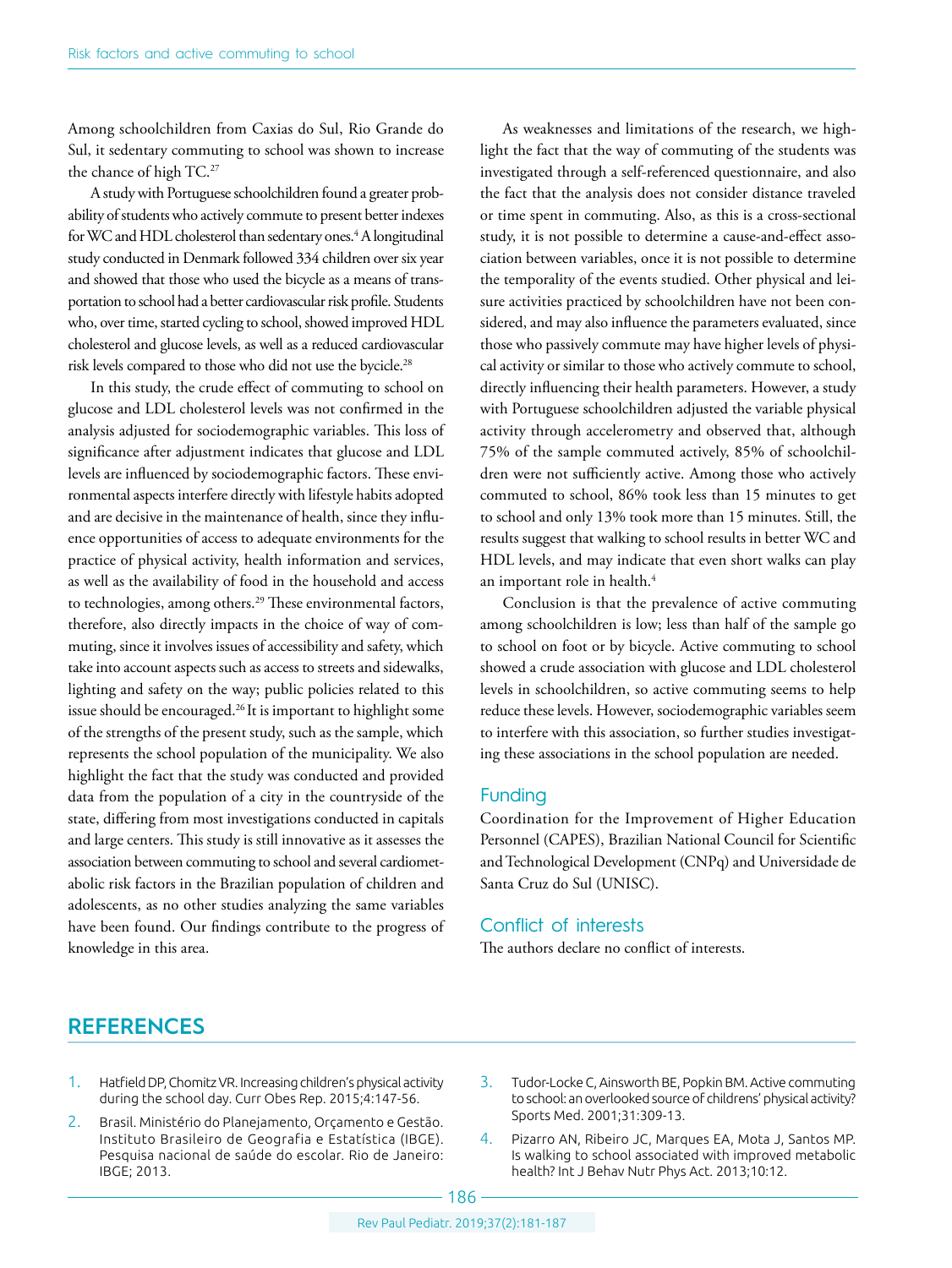Among schoolchildren from Caxias do Sul, Rio Grande do Sul, it sedentary commuting to school was shown to increase the chance of high TC.[27]

A study with Portuguese schoolchildren found a greater probability of students who actively commute to present better indexes for WC and HDL cholesterol than sedentary ones.[4] A longitudinal study conducted in Denmark followed 334 children over six year and showed that those who used the bicycle as a means of transportation to school had a better cardiovascular risk profile. Students who, over time, started cycling to school, showed improved HDL cholesterol and glucose levels, as well as a reduced cardiovascular risk levels compared to those who did not use the bycicle.[28]

In this study, the crude effect of commuting to school on glucose and LDL cholesterol levels was not confirmed in the analysis adjusted for sociodemographic variables. This loss of significance after adjustment indicates that glucose and LDL levels are influenced by sociodemographic factors. These environmental aspects interfere directly with lifestyle habits adopted and are decisive in the maintenance of health, since they influence opportunities of access to adequate environments for the practice of physical activity, health information and services, as well as the availability of food in the household and access to technologies, among others.[29] These environmental factors, therefore, also directly impacts in the choice of way of commuting, since it involves issues of accessibility and safety, which take into account aspects such as access to streets and sidewalks, lighting and safety on the way; public policies related to this issue should be encouraged.[26] It is important to highlight some of the strengths of the present study, such as the sample, which represents the school population of the municipality. We also highlight the fact that the study was conducted and provided data from the population of a city in the countryside of the state, differing from most investigations conducted in capitals and large centers. This study is still innovative as it assesses the association between commuting to school and several cardiometabolic risk factors in the Brazilian population of children and adolescents, as no other studies analyzing the same variables have been found. Our findings contribute to the progress of knowledge in this area.

As weaknesses and limitations of the research, we highlight the fact that the way of commuting of the students was investigated through a self-referenced questionnaire, and also the fact that the analysis does not consider distance traveled or time spent in commuting. Also, as this is a cross-sectional study, it is not possible to determine a cause-and-effect association between variables, once it is not possible to determine the temporality of the events studied. Other physical and leisure activities practiced by schoolchildren have not been considered, and may also influence the parameters evaluated, since those who passively commute may have higher levels of physical activity or similar to those who actively commute to school, directly influencing their health parameters. However, a study with Portuguese schoolchildren adjusted the variable physical activity through accelerometry and observed that, although 75% of the sample commuted actively, 85% of schoolchildren were not sufficiently active. Among those who actively commuted to school, 86% took less than 15 minutes to get to school and only 13% took more than 15 minutes. Still, the results suggest that walking to school results in better WC and HDL levels, and may indicate that even short walks can play an important role in health.[4]

Conclusion is that the prevalence of active commuting among schoolchildren is low; less than half of the sample go to school on foot or by bicycle. Active commuting to school showed a crude association with glucose and LDL cholesterol levels in schoolchildren, so active commuting seems to help reduce these levels. However, sociodemographic variables seem to interfere with this association, so further studies investigating these associations in the school population are needed.

## Funding

Coordination for the Improvement of Higher Education Personnel (CAPES), Brazilian National Council for Scientific and Technological Development (CNPq) and Universidade de Santa Cruz do Sul (UNISC).

## Conflict of interests

The authors declare no conflict of interests.

# REFERENCES

1. Hatfield DP, Chomitz VR. Increasing children's physical activity during the school day. Curr Obes Rep. 2015;4:147-56.
2. Brasil. Ministério do Planejamento, Orçamento e Gestão. Instituto Brasileiro de Geografia e Estatística (IBGE). Pesquisa nacional de saúde do escolar. Rio de Janeiro: IBGE; 2013.
3. Tudor-Locke C, Ainsworth BE, Popkin BM. Active commuting to school: an overlooked source of childrens' physical activity? Sports Med. 2001;31:309-13.
4. Pizarro AN, Ribeiro JC, Marques EA, Mota J, Santos MP. Is walking to school associated with improved metabolic health? Int J Behav Nutr Phys Act. 2013;10:12.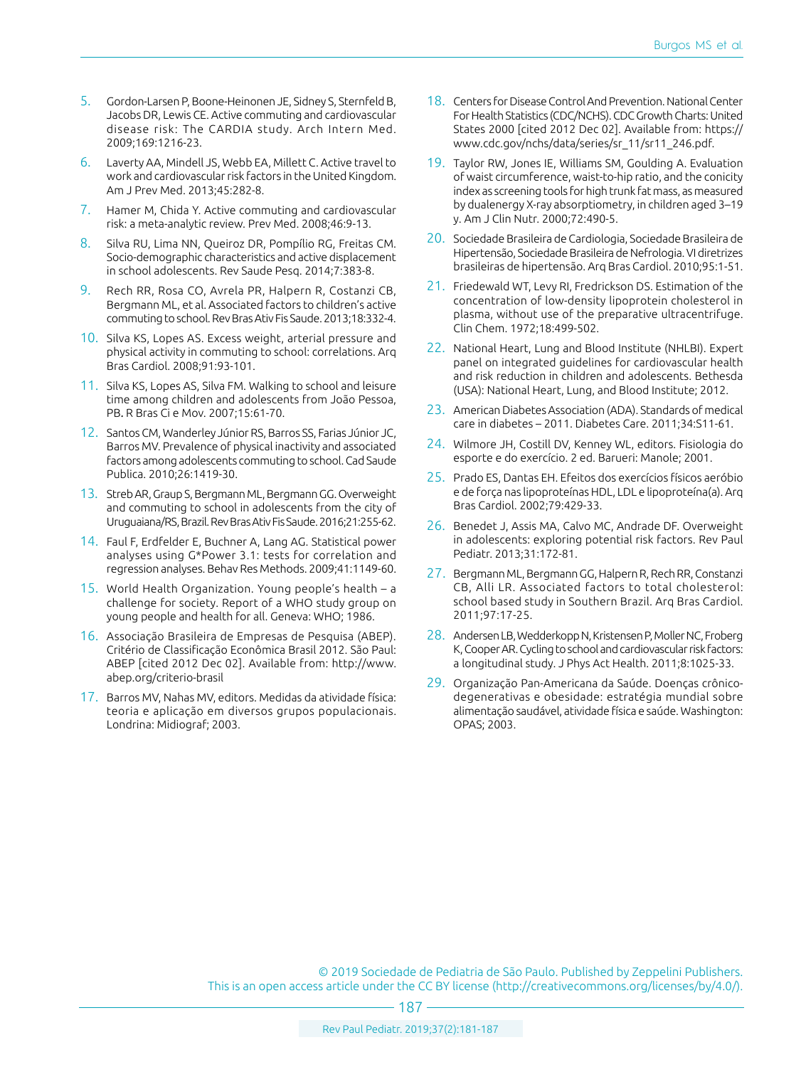5. Gordon-Larsen P, Boone-Heinonen JE, Sidney S, Sternfeld B, Jacobs DR, Lewis CE. Active commuting and cardiovascular disease risk: The CARDIA study. Arch Intern Med. 2009;169:1216-23.
6. Laverty AA, Mindell JS, Webb EA, Millett C. Active travel to work and cardiovascular risk factors in the United Kingdom. Am J Prev Med. 2013;45:282-8.
7. Hamer M, Chida Y. Active commuting and cardiovascular risk: a meta-analytic review. Prev Med. 2008;46:9-13.
8. Silva RU, Lima NN, Queiroz DR, Pompílio RG, Freitas CM. Socio-demographic characteristics and active displacement in school adolescents. Rev Saude Pesq. 2014;7:383-8.
9. Rech RR, Rosa CO, Avrela PR, Halpern R, Costanzi CB, Bergmann ML, et al. Associated factors to children's active commuting to school. Rev Bras Ativ Fis Saude. 2013;18:332-4.
10. Silva KS, Lopes AS. Excess weight, arterial pressure and physical activity in commuting to school: correlations. Arq Bras Cardiol. 2008;91:93-101.
11. Silva KS, Lopes AS, Silva FM. Walking to school and leisure time among children and adolescents from João Pessoa, PB. R Bras Ci e Mov. 2007;15:61-70.
12. Santos CM, Wanderley Júnior RS, Barros SS, Farias Júnior JC, Barros MV. Prevalence of physical inactivity and associated factors among adolescents commuting to school. Cad Saude Publica. 2010;26:1419-30.
13. Streb AR, Graup S, Bergmann ML, Bergmann GG. Overweight and commuting to school in adolescents from the city of Uruguaiana/RS, Brazil. Rev Bras Ativ Fis Saude. 2016;21:255-62.
14. Faul F, Erdfelder E, Buchner A, Lang AG. Statistical power analyses using G*Power 3.1: tests for correlation and regression analyses. Behav Res Methods. 2009;41:1149-60.
15. World Health Organization. Young people's health – a challenge for society. Report of a WHO study group on young people and health for all. Geneva: WHO; 1986.
16. Associação Brasileira de Empresas de Pesquisa (ABEP). Critério de Classificação Econômica Brasil 2012. São Paul: ABEP [cited 2012 Dec 02]. Available from: http://www.abep.org/criterio-brasil
17. Barros MV, Nahas MV, editors. Medidas da atividade física: teoria e aplicação em diversos grupos populacionais. Londrina: Midiograf; 2003.
18. Centers for Disease Control And Prevention. National Center For Health Statistics (CDC/NCHS). CDC Growth Charts: United States 2000 [cited 2012 Dec 02]. Available from: https://www.cdc.gov/nchs/data/series/sr_11/sr11_246.pdf.
19. Taylor RW, Jones IE, Williams SM, Goulding A. Evaluation of waist circumference, waist-to-hip ratio, and the conicity index as screening tools for high trunk fat mass, as measured by dualenergy X-ray absorptiometry, in children aged 3–19 y. Am J Clin Nutr. 2000;72:490-5.
20. Sociedade Brasileira de Cardiologia, Sociedade Brasileira de Hipertensão, Sociedade Brasileira de Nefrologia. VI diretrizes brasileiras de hipertensão. Arq Bras Cardiol. 2010;95:1-51.
21. Friedewald WT, Levy RI, Fredrickson DS. Estimation of the concentration of low-density lipoprotein cholesterol in plasma, without use of the preparative ultracentrifuge. Clin Chem. 1972;18:499-502.
22. National Heart, Lung and Blood Institute (NHLBI). Expert panel on integrated guidelines for cardiovascular health and risk reduction in children and adolescents. Bethesda (USA): National Heart, Lung, and Blood Institute; 2012.
23. American Diabetes Association (ADA). Standards of medical care in diabetes – 2011. Diabetes Care. 2011;34:S11-61.
24. Wilmore JH, Costill DV, Kenney WL, editors. Fisiologia do esporte e do exercício. 2 ed. Barueri: Manole; 2001.
25. Prado ES, Dantas EH. Efeitos dos exercícios físicos aeróbio e de força nas lipoproteínas HDL, LDL e lipoproteína(a). Arq Bras Cardiol. 2002;79:429-33.
26. Benedet J, Assis MA, Calvo MC, Andrade DF. Overweight in adolescents: exploring potential risk factors. Rev Paul Pediatr. 2013;31:172-81.
27. Bergmann ML, Bergmann GG, Halpern R, Rech RR, Constanzi CB, Alli LR. Associated factors to total cholesterol: school based study in Southern Brazil. Arq Bras Cardiol. 2011;97:17-25.
28. Andersen LB, Wedderkopp N, Kristensen P, Moller NC, Froberg K, Cooper AR. Cycling to school and cardiovascular risk factors: a longitudinal study. J Phys Act Health. 2011;8:1025-33.
29. Organização Pan-Americana da Saúde. Doenças crônico-degenerativas e obesidade: estratégia mundial sobre alimentação saudável, atividade física e saúde. Washington: OPAS; 2003.

© 2019 Sociedade de Pediatria de São Paulo. Published by Zeppelini Publishers.
This is an open access article under the CC BY license (http://creativecommons.org/licenses/by/4.0/).